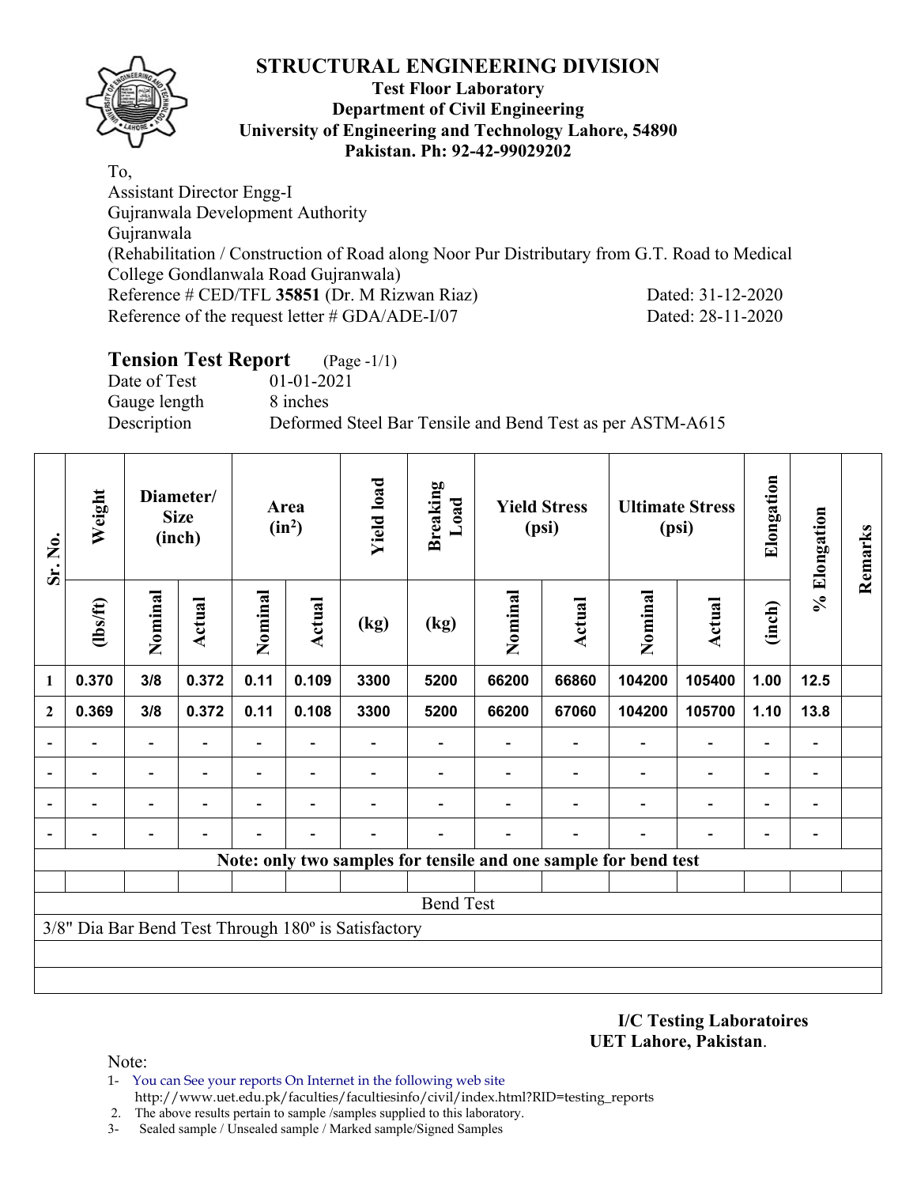# STRUCTURAL ENGINEERING DIVISION

**Test Floor Laboratory**
**Department of Civil Engineering**
**University of Engineering and Technology Lahore, 54890**
**Pakistan. Ph: 92-42-99029202**

To,
Assistant Director Engg-I
Gujranwala Development Authority
Gujranwala
(Rehabilitation / Construction of Road along Noor Pur Distributary from G.T. Road to Medical College Gondlanwala Road Gujranwala)
Reference # CED/TFL **35851** (Dr. M Rizwan Riaz) Dated: 31-12-2020
Reference of the request letter # GDA/ADE-I/07 Dated: 28-11-2020

## Tension Test Report (Page -1/1)

Date of Test 01-01-2021
Gauge length 8 inches
Description Deformed Steel Bar Tensile and Bend Test as per ASTM-A615

| Sr. No. | Weight | Diameter/ Size (inch) | | Area ($in^2$) | | Yield load | Breaking Load | Yield Stress (psi) | | Ultimate Stress (psi) | | Elongation | % Elongation | Remarks |
|---|---|---|---|---|---|---|---|---|---|---|---|---|---|---|
| | (lbs/ft) | Nominal | Actual | Nominal | Actual | (kg) | (kg) | Nominal | Actual | Nominal | Actual | (inch) | | |
| **1** | **0.370** | **3/8** | **0.372** | **0.11** | **0.109** | **3300** | **5200** | **66200** | **66860** | **104200** | **105400** | **1.00** | **12.5** | |
| **2** | **0.369** | **3/8** | **0.372** | **0.11** | **0.108** | **3300** | **5200** | **66200** | **67060** | **104200** | **105700** | **1.10** | **13.8** | |
| - | - | - | - | - | - | - | - | - | - | - | - | - | - | |
| - | - | - | - | - | - | - | - | - | - | - | - | - | - | |
| - | - | - | - | - | - | - | - | - | - | - | - | - | - | |
| - | - | - | - | - | - | - | - | - | - | - | - | - | - | |
| **Note: only two samples for tensile and one sample for bend test** | | | | | | | | | | | | | | |
| | | | | | | | | | | | | | | |
| Bend Test | | | | | | | | | | | | | | |
| 3/8" Dia Bar Bend Test Through 180º is Satisfactory | | | | | | | | | | | | | | |

**I/C Testing Laboratoires**
**UET Lahore, Pakistan**.

Note:
1- You can See your reports On Internet in the following web site
http://www.uet.edu.pk/faculties/facultiesinfo/civil/index.html?RID=testing_reports
2. The above results pertain to sample /samples supplied to this laboratory.
3- Sealed sample / Unsealed sample / Marked sample/Signed Samples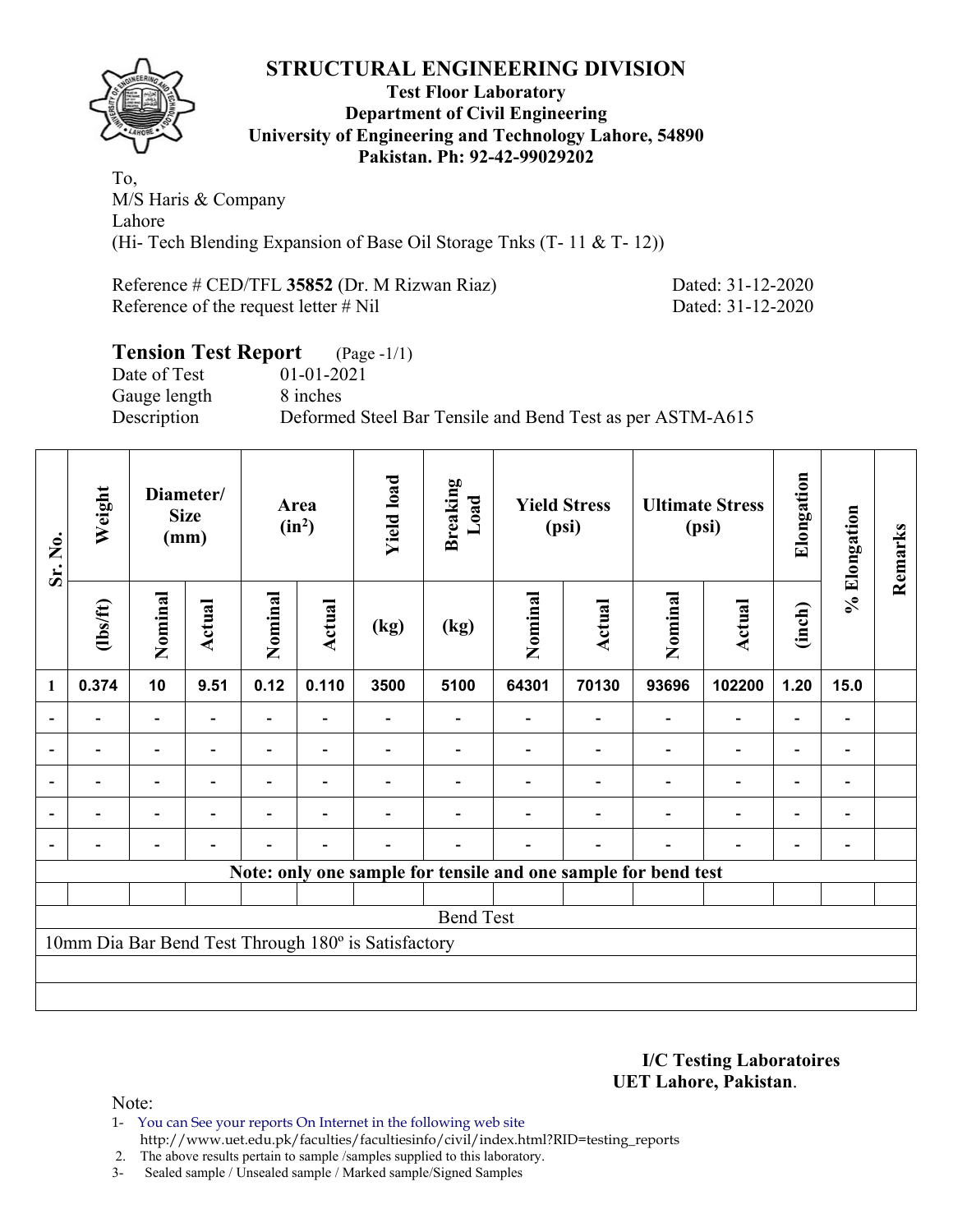# STRUCTURAL ENGINEERING DIVISION

**Test Floor Laboratory**
**Department of Civil Engineering**
**University of Engineering and Technology Lahore, 54890**
**Pakistan. Ph: 92-42-99029202**

To,
M/S Haris & Company
Lahore
(Hi- Tech Blending Expansion of Base Oil Storage Tnks (T- 11 & T- 12))

Reference # CED/TFL **35852** (Dr. M Rizwan Riaz) Dated: 31-12-2020
Reference of the request letter # Nil Dated: 31-12-2020

## Tension Test Report (Page -1/1)

Date of Test 01-01-2021
Gauge length 8 inches
Description Deformed Steel Bar Tensile and Bend Test as per ASTM-A615

| Sr. No. | Weight | Diameter/ Size (mm) | | Area ($in^2$) | | Yield load | Breaking Load | Yield Stress (psi) | | Ultimate Stress (psi) | | Elongation | % Elongation | Remarks |
|---|---|---|---|---|---|---|---|---|---|---|---|---|---|---|
| | (lbs/ft) | Nominal | Actual | Nominal | Actual | (kg) | (kg) | Nominal | Actual | Nominal | Actual | (inch) | | |
| 1 | 0.374 | 10 | 9.51 | 0.12 | 0.110 | 3500 | 5100 | 64301 | 70130 | 93696 | 102200 | 1.20 | 15.0 | |
| - | - | - | - | - | - | - | - | - | - | - | - | - | - | |
| - | - | - | - | - | - | - | - | - | - | - | - | - | - | |
| - | - | - | - | - | - | - | - | - | - | - | - | - | - | |
| - | - | - | - | - | - | - | - | - | - | - | - | - | - | |
| - | - | - | - | - | - | - | - | - | - | - | - | - | - | |
| **Note: only one sample for tensile and one sample for bend test** | | | | | | | | | | | | | | |
| Bend Test | | | | | | | | | | | | | | |
| 10mm Dia Bar Bend Test Through 180º is Satisfactory | | | | | | | | | | | | | | |

**I/C Testing Laboratoires**
**UET Lahore, Pakistan**.

Note:
1- You can See your reports On Internet in the following web site
http://www.uet.edu.pk/faculties/facultiesinfo/civil/index.html?RID=testing_reports
2. The above results pertain to sample /samples supplied to this laboratory.
3- Sealed sample / Unsealed sample / Marked sample/Signed Samples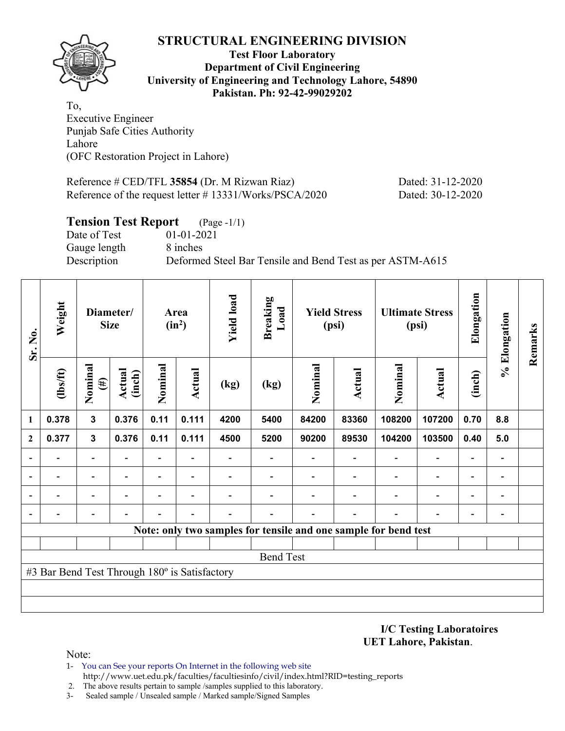## STRUCTURAL ENGINEERING DIVISION

**Test Floor Laboratory**
**Department of Civil Engineering**
**University of Engineering and Technology Lahore, 54890**
**Pakistan. Ph: 92-42-99029202**

To,
Executive Engineer
Punjab Safe Cities Authority
Lahore
(OFC Restoration Project in Lahore)

Reference # CED/TFL **35854** (Dr. M Rizwan Riaz) Dated: 31-12-2020
Reference of the request letter # 13331/Works/PSCA/2020 Dated: 30-12-2020

### Tension Test Report (Page -1/1)

Date of Test 01-01-2021
Gauge length 8 inches
Description Deformed Steel Bar Tensile and Bend Test as per ASTM-A615

| Sr. No. | Weight | Diameter/ Size | | Area ($in^2$) | | Yield load | Breaking Load | Yield Stress (psi) | | Ultimate Stress (psi) | | Elongation | % Elongation | Remarks |
|---|---|---|---|---|---|---|---|---|---|---|---|---|---|---|
| | (lbs/ft) | Nominal (#) | Actual (inch) | Nominal | Actual | (kg) | (kg) | Nominal | Actual | Nominal | Actual | (inch) | | |
| 1 | 0.378 | 3 | 0.376 | 0.11 | 0.111 | 4200 | 5400 | 84200 | 83360 | 108200 | 107200 | 0.70 | 8.8 | |
| 2 | 0.377 | 3 | 0.376 | 0.11 | 0.111 | 4500 | 5200 | 90200 | 89530 | 104200 | 103500 | 0.40 | 5.0 | |
| - | - | - | - | - | - | - | - | - | - | - | - | - | - | |
| - | - | - | - | - | - | - | - | - | - | - | - | - | - | |
| - | - | - | - | - | - | - | - | - | - | - | - | - | - | |
| - | - | - | - | - | - | - | - | - | - | - | - | - | - | |

**Note: only two samples for tensile and one sample for bend test**

Bend Test

#3 Bar Bend Test Through 180º is Satisfactory

**I/C Testing Laboratoires**
**UET Lahore, Pakistan**.

Note:
1- You can See your reports On Internet in the following web site
http://www.uet.edu.pk/faculties/facultiesinfo/civil/index.html?RID=testing_reports
2. The above results pertain to sample /samples supplied to this laboratory.
3- Sealed sample / Unsealed sample / Marked sample/Signed Samples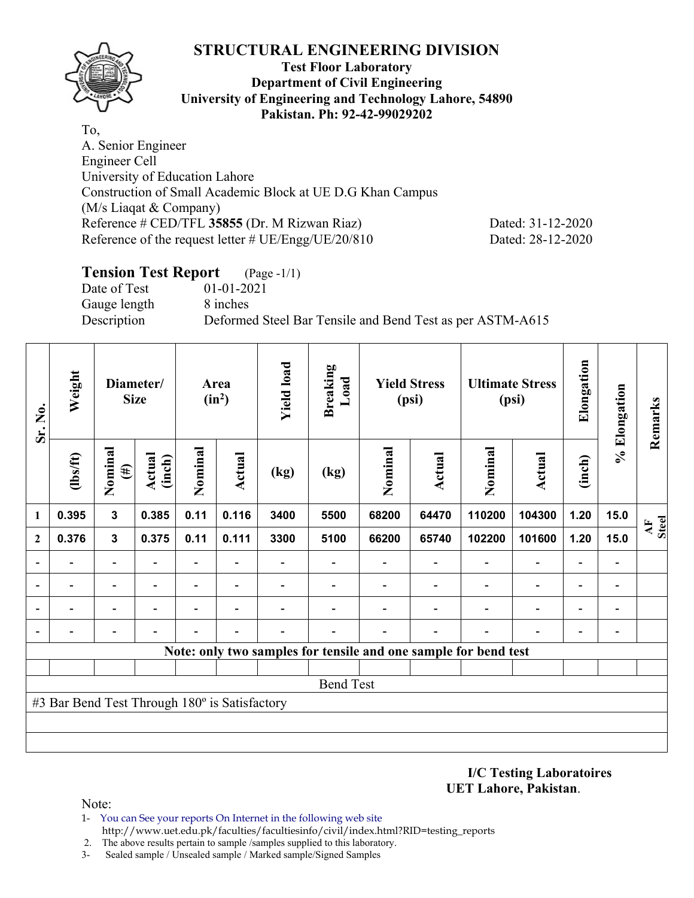# STRUCTURAL ENGINEERING DIVISION

**Test Floor Laboratory**
**Department of Civil Engineering**
**University of Engineering and Technology Lahore, 54890**
**Pakistan. Ph: 92-42-99029202**

To,
A. Senior Engineer
Engineer Cell
University of Education Lahore
Construction of Small Academic Block at UE D.G Khan Campus
(M/s Liaqat & Company)
Reference # CED/TFL **35855** (Dr. M Rizwan Riaz) Dated: 31-12-2020
Reference of the request letter # UE/Engg/UE/20/810 Dated: 28-12-2020

## Tension Test Report (Page -1/1)

Date of Test 01-01-2021
Gauge length 8 inches
Description Deformed Steel Bar Tensile and Bend Test as per ASTM-A615

| Sr. No. | Weight | Diameter/ Size | | Area ($in^2$) | | Yield load | Breaking Load | Yield Stress (psi) | | Ultimate Stress (psi) | | Elongation | % Elongation | Remarks |
|---|---|---|---|---|---|---|---|---|---|---|---|---|---|---|
| | (lbs/ft) | Nominal (#) | Actual (inch) | Nominal | Actual | (kg) | (kg) | Nominal | Actual | Nominal | Actual | (inch) | | |
| 1 | 0.395 | 3 | 0.385 | 0.11 | 0.116 | 3400 | 5500 | 68200 | 64470 | 110200 | 104300 | 1.20 | 15.0 | AF Steel |
| 2 | 0.376 | 3 | 0.375 | 0.11 | 0.111 | 3300 | 5100 | 66200 | 65740 | 102200 | 101600 | 1.20 | 15.0 | |
| - | - | - | - | - | - | - | - | - | - | - | - | - | - | |
| - | - | - | - | - | - | - | - | - | - | - | - | - | - | |
| - | - | - | - | - | - | - | - | - | - | - | - | - | - | |
| - | - | - | - | - | - | - | - | - | - | - | - | - | - | |

**Note: only two samples for tensile and one sample for bend test**

Bend Test

#3 Bar Bend Test Through 180º is Satisfactory

**I/C Testing Laboratoires**
**UET Lahore, Pakistan**.

Note:
1- You can See your reports On Internet in the following web site
http://www.uet.edu.pk/faculties/facultiesinfo/civil/index.html?RID=testing_reports
2. The above results pertain to sample /samples supplied to this laboratory.
3- Sealed sample / Unsealed sample / Marked sample/Signed Samples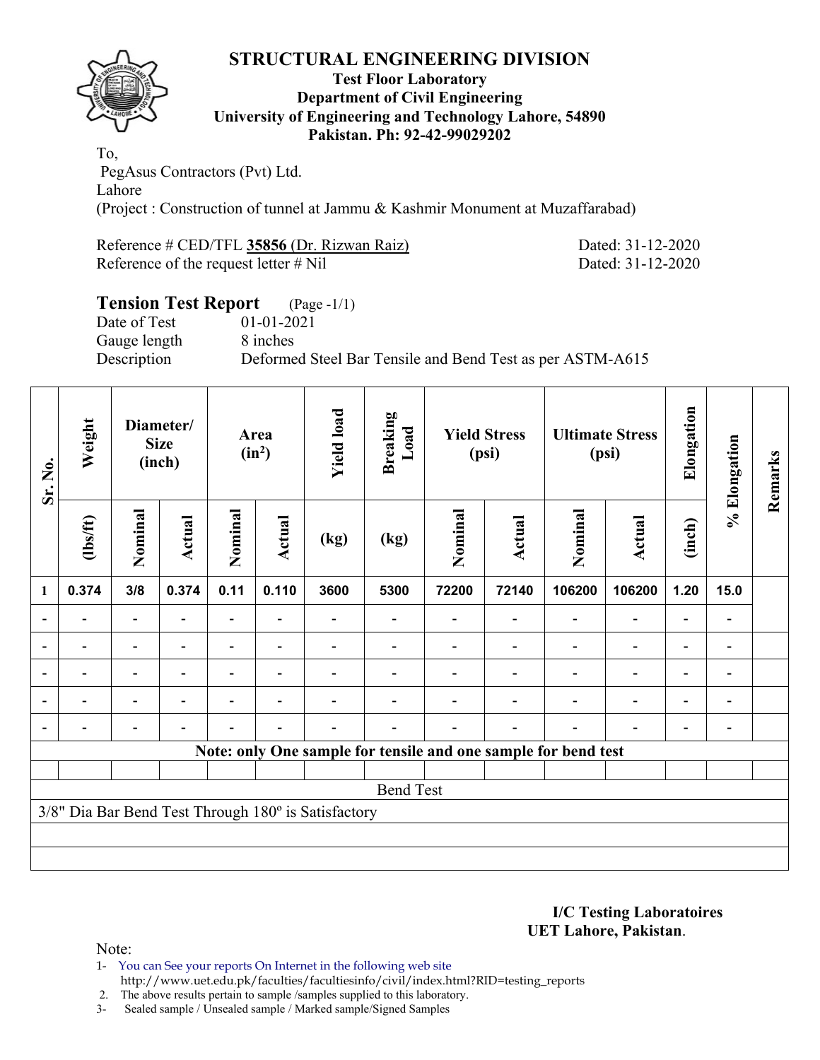# STRUCTURAL ENGINEERING DIVISION

**Test Floor Laboratory**
**Department of Civil Engineering**
**University of Engineering and Technology Lahore, 54890**
**Pakistan. Ph: 92-42-99029202**

To,
PegAsus Contractors (Pvt) Ltd.
Lahore
(Project : Construction of tunnel at Jammu & Kashmir Monument at Muzaffarabad)

Reference # CED/TFL **35856** (Dr. Rizwan Raiz) Dated: 31-12-2020
Reference of the request letter # Nil Dated: 31-12-2020

## Tension Test Report (Page -1/1)

Date of Test 01-01-2021
Gauge length 8 inches
Description Deformed Steel Bar Tensile and Bend Test as per ASTM-A615

| Sr. No. | Weight | Diameter/ Size (inch) | | Area ($in^2$) | | Yield load | Breaking Load | Yield Stress (psi) | | Ultimate Stress (psi) | | Elongation | % Elongation | Remarks |
|---|---|---|---|---|---|---|---|---|---|---|---|---|---|---|
| | (lbs/ft) | Nominal | Actual | Nominal | Actual | (kg) | (kg) | Nominal | Actual | Nominal | Actual | (inch) | | |
| 1 | 0.374 | 3/8 | 0.374 | 0.11 | 0.110 | 3600 | 5300 | 72200 | 72140 | 106200 | 106200 | 1.20 | 15.0 | |
| - | - | - | - | - | - | - | - | - | - | - | - | - | - | |
| - | - | - | - | - | - | - | - | - | - | - | - | - | - | |
| - | - | - | - | - | - | - | - | - | - | - | - | - | - | |
| - | - | - | - | - | - | - | - | - | - | - | - | - | - | |
| - | - | - | - | - | - | - | - | - | - | - | - | - | - | |
| **Note: only One sample for tensile and one sample for bend test** | | | | | | | | | | | | | | |
| | | | | | | | | | | | | | | |
| Bend Test | | | | | | | | | | | | | | |
| 3/8" Dia Bar Bend Test Through 180º is Satisfactory | | | | | | | | | | | | | | |

**I/C Testing Laboratoires**
**UET Lahore, Pakistan**.

Note:
1- You can See your reports On Internet in the following web site
http://www.uet.edu.pk/faculties/facultiesinfo/civil/index.html?RID=testing_reports
2. The above results pertain to sample /samples supplied to this laboratory.
3- Sealed sample / Unsealed sample / Marked sample/Signed Samples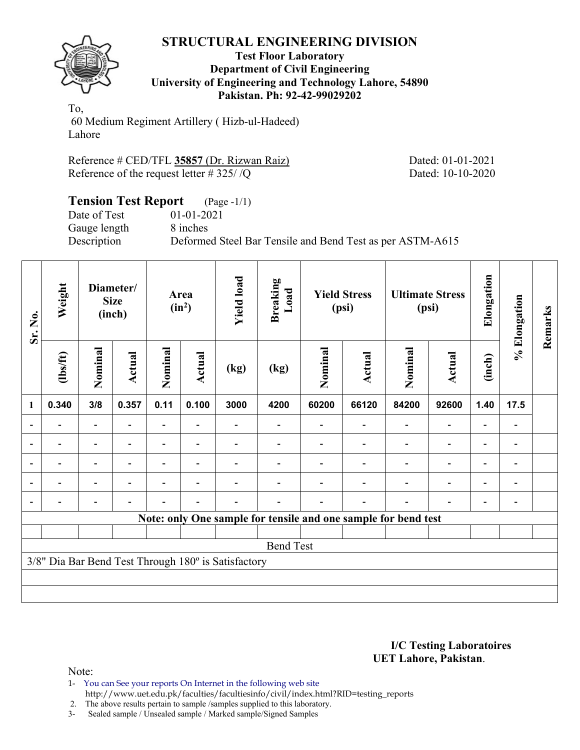# STRUCTURAL ENGINEERING DIVISION

**Test Floor Laboratory**
**Department of Civil Engineering**
**University of Engineering and Technology Lahore, 54890**
**Pakistan. Ph: 92-42-99029202**

To,
60 Medium Regiment Artillery ( Hizb-ul-Hadeed)
Lahore

Reference # CED/TFL **35857** (Dr. Rizwan Raiz) Dated: 01-01-2021
Reference of the request letter # 325/ /Q Dated: 10-10-2020

## Tension Test Report (Page -1/1)

Date of Test 01-01-2021
Gauge length 8 inches
Description Deformed Steel Bar Tensile and Bend Test as per ASTM-A615

| Sr. No. | Weight | Diameter/ Size (inch) | | Area ($in^2$) | | Yield load | Breaking Load | Yield Stress (psi) | | Ultimate Stress (psi) | | Elongation | % Elongation | Remarks |
|---|---|---|---|---|---|---|---|---|---|---|---|---|---|---|
| | (lbs/ft) | Nominal | Actual | Nominal | Actual | (kg) | (kg) | Nominal | Actual | Nominal | Actual | (inch) | | |
| 1 | 0.340 | 3/8 | 0.357 | 0.11 | 0.100 | 3000 | 4200 | 60200 | 66120 | 84200 | 92600 | 1.40 | 17.5 | |
| - | - | - | - | - | - | - | - | - | - | - | - | - | - | |
| - | - | - | - | - | - | - | - | - | - | - | - | - | - | |
| - | - | - | - | - | - | - | - | - | - | - | - | - | - | |
| - | - | - | - | - | - | - | - | - | - | - | - | - | - | |
| - | - | - | - | - | - | - | - | - | - | - | - | - | - | |
| Note: only One sample for tensile and one sample for bend test | | | | | | | | | | | | | | |
| Bend Test | | | | | | | | | | | | | | |
| 3/8" Dia Bar Bend Test Through 180º is Satisfactory | | | | | | | | | | | | | | |

**I/C Testing Laboratoires**
**UET Lahore, Pakistan**.

Note:

1- You can See your reports On Internet in the following web site
http://www.uet.edu.pk/faculties/facultiesinfo/civil/index.html?RID=testing_reports
2. The above results pertain to sample /samples supplied to this laboratory.
3- Sealed sample / Unsealed sample / Marked sample/Signed Samples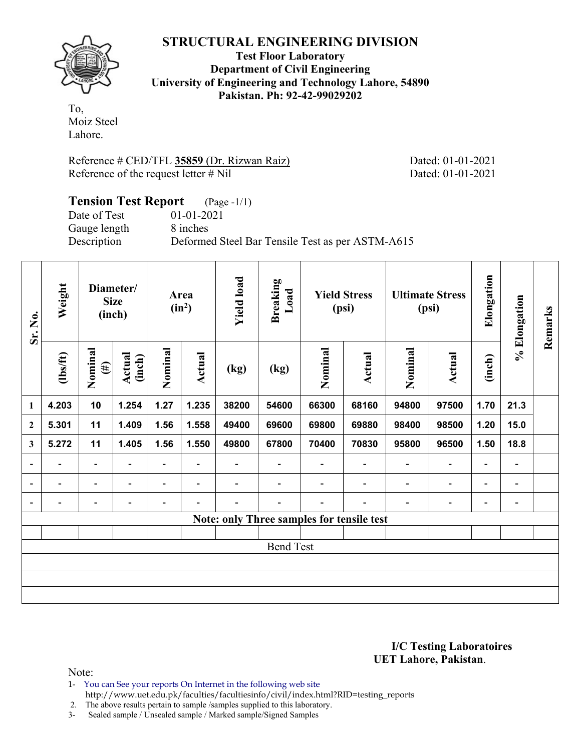# STRUCTURAL ENGINEERING DIVISION

**Test Floor Laboratory**
**Department of Civil Engineering**
**University of Engineering and Technology Lahore, 54890**
**Pakistan. Ph: 92-42-99029202**

To,
Moiz Steel
Lahore.

Reference # CED/TFL **35859** (Dr. Rizwan Raiz) Dated: 01-01-2021
Reference of the request letter # Nil Dated: 01-01-2021

## Tension Test Report (Page -1/1)

Date of Test 01-01-2021
Gauge length 8 inches
Description Deformed Steel Bar Tensile Test as per ASTM-A615

| Sr. No. | Weight | Diameter/ Size (inch) | | Area ($in^2$) | | Yield load | Breaking Load | Yield Stress (psi) | | Ultimate Stress (psi) | | Elongation | % Elongation | Remarks |
|---|---|---|---|---|---|---|---|---|---|---|---|---|---|---|
| | (lbs/ft) | Nominal (#) | Actual (inch) | Nominal | Actual | (kg) | (kg) | Nominal | Actual | Nominal | Actual | (inch) | | |
| 1 | 4.203 | 10 | 1.254 | 1.27 | 1.235 | 38200 | 54600 | 66300 | 68160 | 94800 | 97500 | 1.70 | 21.3 | |
| 2 | 5.301 | 11 | 1.409 | 1.56 | 1.558 | 49400 | 69600 | 69800 | 69880 | 98400 | 98500 | 1.20 | 15.0 | |
| 3 | 5.272 | 11 | 1.405 | 1.56 | 1.550 | 49800 | 67800 | 70400 | 70830 | 95800 | 96500 | 1.50 | 18.8 | |
| - | - | - | - | - | - | - | - | - | - | - | - | - | - | |
| - | - | - | - | - | - | - | - | - | - | - | - | - | - | |
| - | - | - | - | - | - | - | - | - | - | - | - | - | - | |
| Note: only Three samples for tensile test | | | | | | | | | | | | | | |
| | | | | | | | | | | | | | | |
| Bend Test | | | | | | | | | | | | | | |
| | | | | | | | | | | | | | | |
| | | | | | | | | | | | | | | |
| | | | | | | | | | | | | | | |

**I/C Testing Laboratoires**
**UET Lahore, Pakistan**.

Note:
1- You can See your reports On Internet in the following web site
http://www.uet.edu.pk/faculties/facultiesinfo/civil/index.html?RID=testing_reports
2. The above results pertain to sample /samples supplied to this laboratory.
3- Sealed sample / Unsealed sample / Marked sample/Signed Samples